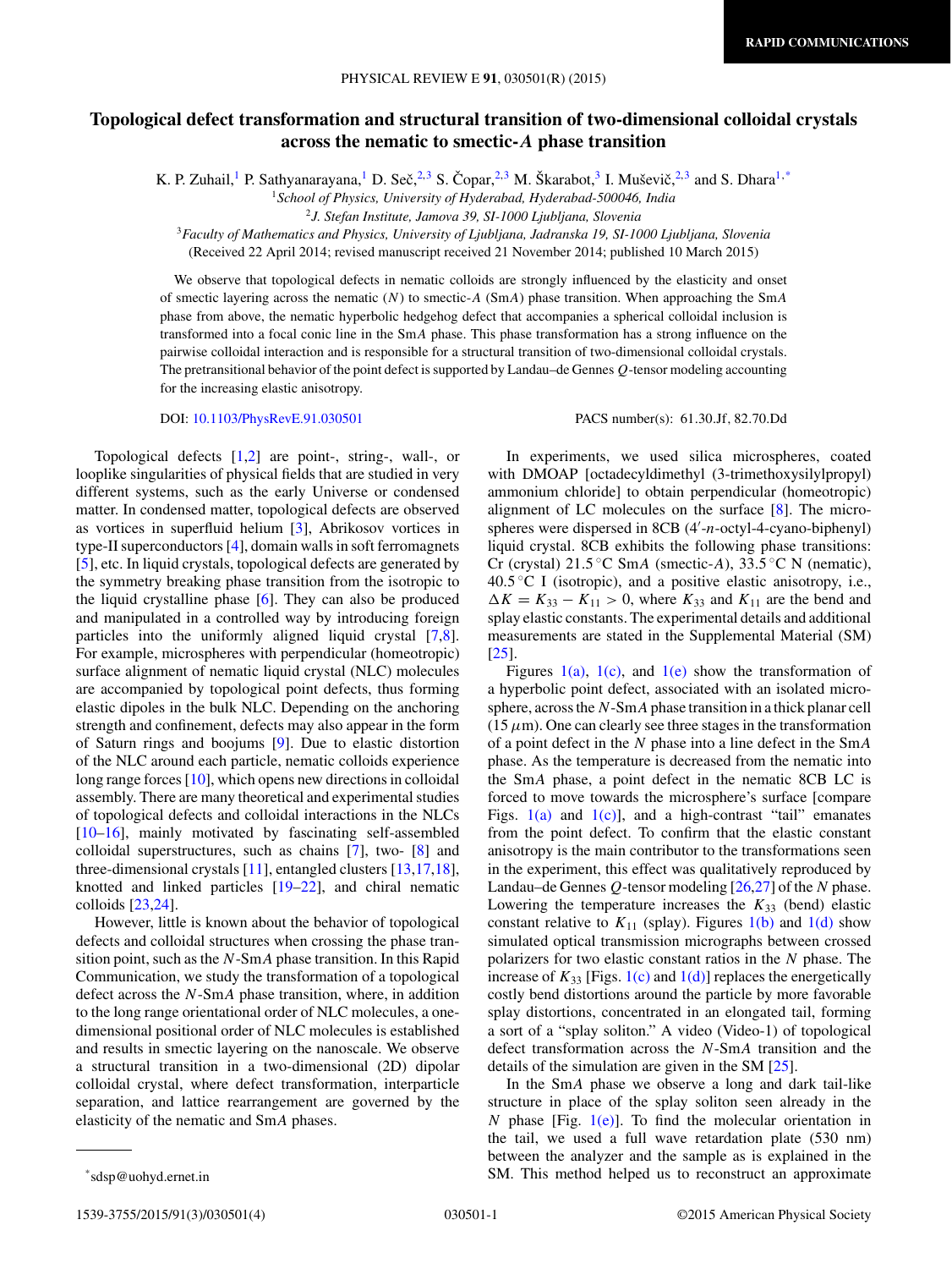RAPID COMMUNICATIONS

# Topological defect transformation and structural transition of two-dimensional colloidal crystals across the nematic to smectic-A phase transition

K. P. Zuhail,[1] P. Sathyanarayana,[1] D. Seč,[2,3] S. Čopar,[2,3] M. Škarabot,[3] I. Muševič,[2,3] and S. Dhara[1,*]

[1]School of Physics, University of Hyderabad, Hyderabad-500046, India

[2]J. Stefan Institute, Jamova 39, SI-1000 Ljubljana, Slovenia

[3]Faculty of Mathematics and Physics, University of Ljubljana, Jadranska 19, SI-1000 Ljubljana, Slovenia

(Received 22 April 2014; revised manuscript received 21 November 2014; published 10 March 2015)

We observe that topological defects in nematic colloids are strongly influenced by the elasticity and onset of smectic layering across the nematic ($N$) to smectic-$A$ (Sm$A$) phase transition. When approaching the Sm$A$ phase from above, the nematic hyperbolic hedgehog defect that accompanies a spherical colloidal inclusion is transformed into a focal conic line in the Sm$A$ phase. This phase transformation has a strong influence on the pairwise colloidal interaction and is responsible for a structural transition of two-dimensional colloidal crystals. The pretransitional behavior of the point defect is supported by Landau–de Gennes $Q$-tensor modeling accounting for the increasing elastic anisotropy.

DOI: 10.1103/PhysRevE.91.030501 PACS number(s): 61.30.Jf, 82.70.Dd

Topological defects [1,2] are point-, string-, wall-, or looplike singularities of physical fields that are studied in very different systems, such as the early Universe or condensed matter. In condensed matter, topological defects are observed as vortices in superfluid helium [3], Abrikosov vortices in type-II superconductors [4], domain walls in soft ferromagnets [5], etc. In liquid crystals, topological defects are generated by the symmetry breaking phase transition from the isotropic to the liquid crystalline phase [6]. They can also be produced and manipulated in a controlled way by introducing foreign particles into the uniformly aligned liquid crystal [7,8]. For example, microspheres with perpendicular (homeotropic) surface alignment of nematic liquid crystal (NLC) molecules are accompanied by topological point defects, thus forming elastic dipoles in the bulk NLC. Depending on the anchoring strength and confinement, defects may also appear in the form of Saturn rings and boojums [9]. Due to elastic distortion of the NLC around each particle, nematic colloids experience long range forces [10], which opens new directions in colloidal assembly. There are many theoretical and experimental studies of topological defects and colloidal interactions in the NLCs [10–16], mainly motivated by fascinating self-assembled colloidal superstructures, such as chains [7], two- [8] and three-dimensional crystals [11], entangled clusters [13,17,18], knotted and linked particles [19–22], and chiral nematic colloids [23,24].

However, little is known about the behavior of topological defects and colloidal structures when crossing the phase transition point, such as the $N$-Sm$A$ phase transition. In this Rapid Communication, we study the transformation of a topological defect across the $N$-Sm$A$ phase transition, where, in addition to the long range orientational order of NLC molecules, a one-dimensional positional order of NLC molecules is established and results in smectic layering on the nanoscale. We observe a structural transition in a two-dimensional (2D) dipolar colloidal crystal, where defect transformation, interparticle separation, and lattice rearrangement are governed by the elasticity of the nematic and Sm$A$ phases.

In experiments, we used silica microspheres, coated with DMOAP [octadecyldimethyl (3-trimethoxysilylpropyl) ammonium chloride] to obtain perpendicular (homeotropic) alignment of LC molecules on the surface [8]. The microspheres were dispersed in 8CB (4′-$n$-octyl-4-cyano-biphenyl) liquid crystal. 8CB exhibits the following phase transitions: Cr (crystal) 21.5 °C Sm$A$ (smectic-$A$), 33.5 °C N (nematic), 40.5 °C I (isotropic), and a positive elastic anisotropy, i.e., $\Delta K = K_{33} - K_{11} > 0$, where $K_{33}$ and $K_{11}$ are the bend and splay elastic constants. The experimental details and additional measurements are stated in the Supplemental Material (SM) [25].

Figures 1(a), 1(c), and 1(e) show the transformation of a hyperbolic point defect, associated with an isolated microsphere, across the $N$-Sm$A$ phase transition in a thick planar cell (15 $\mu$m). One can clearly see three stages in the transformation of a point defect in the $N$ phase into a line defect in the Sm$A$ phase. As the temperature is decreased from the nematic into the Sm$A$ phase, a point defect in the nematic 8CB LC is forced to move towards the microsphere's surface [compare Figs. 1(a) and 1(c)], and a high-contrast "tail" emanates from the point defect. To confirm that the elastic constant anisotropy is the main contributor to the transformations seen in the experiment, this effect was qualitatively reproduced by Landau–de Gennes $Q$-tensor modeling [26,27] of the $N$ phase. Lowering the temperature increases the $K_{33}$ (bend) elastic constant relative to $K_{11}$ (splay). Figures 1(b) and 1(d) show simulated optical transmission micrographs between crossed polarizers for two elastic constant ratios in the $N$ phase. The increase of $K_{33}$ [Figs. 1(c) and 1(d)] replaces the energetically costly bend distortions around the particle by more favorable splay distortions, concentrated in an elongated tail, forming a sort of a "splay soliton." A video (Video-1) of topological defect transformation across the $N$-Sm$A$ transition and the details of the simulation are given in the SM [25].

In the Sm$A$ phase we observe a long and dark tail-like structure in place of the splay soliton seen already in the $N$ phase [Fig. 1(e)]. To find the molecular orientation in the tail, we used a full wave retardation plate (530 nm) between the analyzer and the sample as is explained in the SM. This method helped us to reconstruct an approximate

*sdsp@uohyd.ernet.in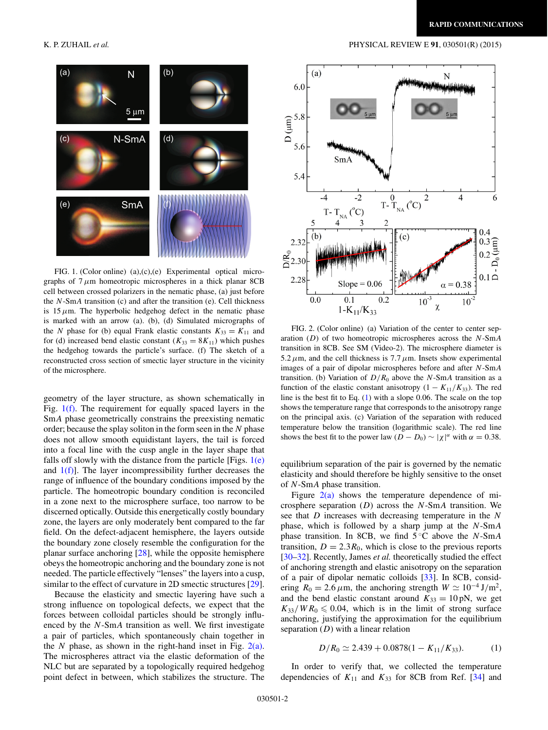FIG. 1. (Color online) (a),(c),(e) Experimental optical micrographs of 7 $\mu$m homeotropic microspheres in a thick planar 8CB cell between crossed polarizers in the nematic phase, (a) just before the $N$-Sm$A$ transition (c) and after the transition (e). Cell thickness is 15 $\mu$m. The hyperbolic hedgehog defect in the nematic phase is marked with an arrow (a). (b), (d) Simulated micrographs of the $N$ phase for (b) equal Frank elastic constants $K_{33} = K_{11}$ and for (d) increased bend elastic constant ($K_{33} = 8K_{11}$) which pushes the hedgehog towards the particle's surface. (f) The sketch of a reconstructed cross section of smectic layer structure in the vicinity of the microsphere.

geometry of the layer structure, as shown schematically in Fig. 1(f). The requirement for equally spaced layers in the Sm$A$ phase geometrically constrains the preexisting nematic order; because the splay soliton in the form seen in the $N$ phase does not allow smooth equidistant layers, the tail is forced into a focal line with the cusp angle in the layer shape that falls off slowly with the distance from the particle [Figs. 1(e) and 1(f)]. The layer incompressibility further decreases the range of influence of the boundary conditions imposed by the particle. The homeotropic boundary condition is reconciled in a zone next to the microsphere surface, too narrow to be discerned optically. Outside this energetically costly boundary zone, the layers are only moderately bent compared to the far field. On the defect-adjacent hemisphere, the layers outside the boundary zone closely resemble the configuration for the planar surface anchoring [28], while the opposite hemisphere obeys the homeotropic anchoring and the boundary zone is not needed. The particle effectively "lenses" the layers into a cusp, similar to the effect of curvature in 2D smectic structures [29].

Because the elasticity and smectic layering have such a strong influence on topological defects, we expect that the forces between colloidal particles should be strongly influenced by the $N$-Sm$A$ transition as well. We first investigate a pair of particles, which spontaneously chain together in the $N$ phase, as shown in the right-hand inset in Fig. 2(a). The microspheres attract via the elastic deformation of the NLC but are separated by a topologically required hedgehog point defect in between, which stabilizes the structure. The equilibrium separation of the pair is governed by the nematic elasticity and should therefore be highly sensitive to the onset of $N$-Sm$A$ phase transition.

FIG. 2. (Color online) (a) Variation of the center to center separation ($D$) of two homeotropic microspheres across the $N$-Sm$A$ transition in 8CB. See SM (Video-2). The microsphere diameter is 5.2 $\mu$m, and the cell thickness is 7.7 $\mu$m. Insets show experimental images of a pair of dipolar microspheres before and after $N$-Sm$A$ transition. (b) Variation of $D/R_0$ above the $N$-Sm$A$ transition as a function of the elastic constant anisotropy ($1 - K_{11}/K_{33}$). The red line is the best fit to Eq. (1) with a slope 0.06. The scale on the top shows the temperature range that corresponds to the anisotropy range on the principal axis. (c) Variation of the separation with reduced temperature below the transition (logarithmic scale). The red line shows the best fit to the power law $(D - D_0) \sim |\chi|^\alpha$ with $\alpha = 0.38$.

Figure 2(a) shows the temperature dependence of microsphere separation ($D$) across the $N$-Sm$A$ transition. We see that $D$ increases with decreasing temperature in the $N$ phase, which is followed by a sharp jump at the $N$-Sm$A$ phase transition. In 8CB, we find 5 °C above the $N$-Sm$A$ transition, $D = 2.3R_0$, which is close to the previous reports [30–32]. Recently, James *et al.* theoretically studied the effect of anchoring strength and elastic anisotropy on the separation of a pair of dipolar nematic colloids [33]. In 8CB, considering $R_0 = 2.6\,\mu$m, the anchoring strength $W \simeq 10^{-4}$ J/m$^2$, and the bend elastic constant around $K_{33} = 10$ pN, we get $K_{33}/WR_0 \leqslant 0.04$, which is in the limit of strong surface anchoring, justifying the approximation for the equilibrium separation ($D$) with a linear relation

$$D/R_0 \simeq 2.439 + 0.0878(1 - K_{11}/K_{33}). \tag{1}$$

In order to verify that, we collected the temperature dependencies of $K_{11}$ and $K_{33}$ for 8CB from Ref. [34] and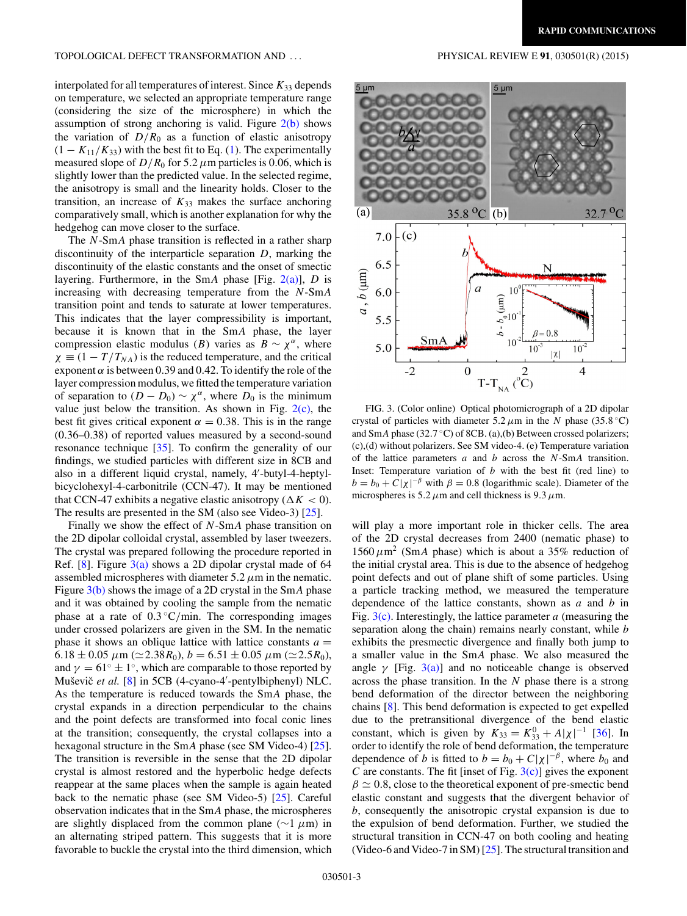interpolated for all temperatures of interest. Since $K_{33}$ depends on temperature, we selected an appropriate temperature range (considering the size of the microsphere) in which the assumption of strong anchoring is valid. Figure 2(b) shows the variation of $D/R_0$ as a function of elastic anisotropy $(1 - K_{11}/K_{33})$ with the best fit to Eq. (1). The experimentally measured slope of $D/R_0$ for 5.2 $\mu$m particles is 0.06, which is slightly lower than the predicted value. In the selected regime, the anisotropy is small and the linearity holds. Closer to the transition, an increase of $K_{33}$ makes the surface anchoring comparatively small, which is another explanation for why the hedgehog can move closer to the surface.

The $N$-Sm$A$ phase transition is reflected in a rather sharp discontinuity of the interparticle separation $D$, marking the discontinuity of the elastic constants and the onset of smectic layering. Furthermore, in the Sm$A$ phase [Fig. 2(a)], $D$ is increasing with decreasing temperature from the $N$-Sm$A$ transition point and tends to saturate at lower temperatures. This indicates that the layer compressibility is important, because it is known that in the Sm$A$ phase, the layer compression elastic modulus ($B$) varies as $B \sim \chi^{\alpha}$, where $\chi \equiv (1 - T/T_{NA})$ is the reduced temperature, and the critical exponent $\alpha$ is between 0.39 and 0.42. To identify the role of the layer compression modulus, we fitted the temperature variation of separation to $(D - D_0) \sim \chi^{\alpha}$, where $D_0$ is the minimum value just below the transition. As shown in Fig. 2(c), the best fit gives critical exponent $\alpha = 0.38$. This is in the range (0.36–0.38) of reported values measured by a second-sound resonance technique [35]. To confirm the generality of our findings, we studied particles with different size in 8CB and also in a different liquid crystal, namely, 4′-butyl-4-heptyl-bicyclohexyl-4-carbonitrile (CCN-47). It may be mentioned that CCN-47 exhibits a negative elastic anisotropy ($\Delta K < 0$). The results are presented in the SM (also see Video-3) [25].

Finally we show the effect of $N$-Sm$A$ phase transition on the 2D dipolar colloidal crystal, assembled by laser tweezers. The crystal was prepared following the procedure reported in Ref. [8]. Figure 3(a) shows a 2D dipolar crystal made of 64 assembled microspheres with diameter 5.2 $\mu$m in the nematic. Figure 3(b) shows the image of a 2D crystal in the Sm$A$ phase and it was obtained by cooling the sample from the nematic phase at a rate of 0.3 °C/min. The corresponding images under crossed polarizers are given in the SM. In the nematic phase it shows an oblique lattice with lattice constants $a = 6.18 \pm 0.05$ $\mu$m ($\simeq 2.38R_0$), $b = 6.51 \pm 0.05$ $\mu$m ($\simeq 2.5R_0$), and $\gamma = 61^\circ \pm 1^\circ$, which are comparable to those reported by Muševič *et al.* [8] in 5CB (4-cyano-4′-pentylbiphenyl) NLC. As the temperature is reduced towards the Sm$A$ phase, the crystal expands in a direction perpendicular to the chains and the point defects are transformed into focal conic lines at the transition; consequently, the crystal collapses into a hexagonal structure in the Sm$A$ phase (see SM Video-4) [25]. The transition is reversible in the sense that the 2D dipolar crystal is almost restored and the hyperbolic hedge defects reappear at the same places when the sample is again heated back to the nematic phase (see SM Video-5) [25]. Careful observation indicates that in the Sm$A$ phase, the microspheres are slightly displaced from the common plane ($\sim$1 $\mu$m) in an alternating striped pattern. This suggests that it is more favorable to buckle the crystal into the third dimension, which will play a more important role in thicker cells. The area of the 2D crystal decreases from 2400 (nematic phase) to 1560 $\mu$m$^2$ (Sm$A$ phase) which is about a 35% reduction of the initial crystal area. This is due to the absence of hedgehog point defects and out of plane shift of some particles. Using a particle tracking method, we measured the temperature dependence of the lattice constants, shown as $a$ and $b$ in Fig. 3(c). Interestingly, the lattice parameter $a$ (measuring the separation along the chain) remains nearly constant, while $b$ exhibits the presmectic divergence and finally both jump to a smaller value in the Sm$A$ phase. We also measured the angle $\gamma$ [Fig. 3(a)] and no noticeable change is observed across the phase transition. In the $N$ phase there is a strong bend deformation of the director between the neighboring chains [8]. This bend deformation is expected to get expelled due to the pretransitional divergence of the bend elastic constant, which is given by $K_{33} = K_{33}^0 + A|\chi|^{-1}$ [36]. In order to identify the role of bend deformation, the temperature dependence of $b$ is fitted to $b = b_0 + C|\chi|^{-\beta}$, where $b_0$ and $C$ are constants. The fit [inset of Fig. 3(c)] gives the exponent $\beta \simeq 0.8$, close to the theoretical exponent of pre-smectic bend elastic constant and suggests that the divergent behavior of $b$, consequently the anisotropic crystal expansion is due to the expulsion of bend deformation. Further, we studied the structural transition in CCN-47 on both cooling and heating (Video-6 and Video-7 in SM) [25]. The structural transition and

FIG. 3. (Color online) Optical photomicrograph of a 2D dipolar crystal of particles with diameter 5.2 $\mu$m in the $N$ phase (35.8 °C) and Sm$A$ phase (32.7 °C) of 8CB. (a),(b) Between crossed polarizers; (c),(d) without polarizers. See SM video-4. (e) Temperature variation of the lattice parameters $a$ and $b$ across the $N$-Sm$A$ transition. Inset: Temperature variation of $b$ with the best fit (red line) to $b = b_0 + C|\chi|^{-\beta}$ with $\beta = 0.8$ (logarithmic scale). Diameter of the microspheres is 5.2 $\mu$m and cell thickness is 9.3 $\mu$m.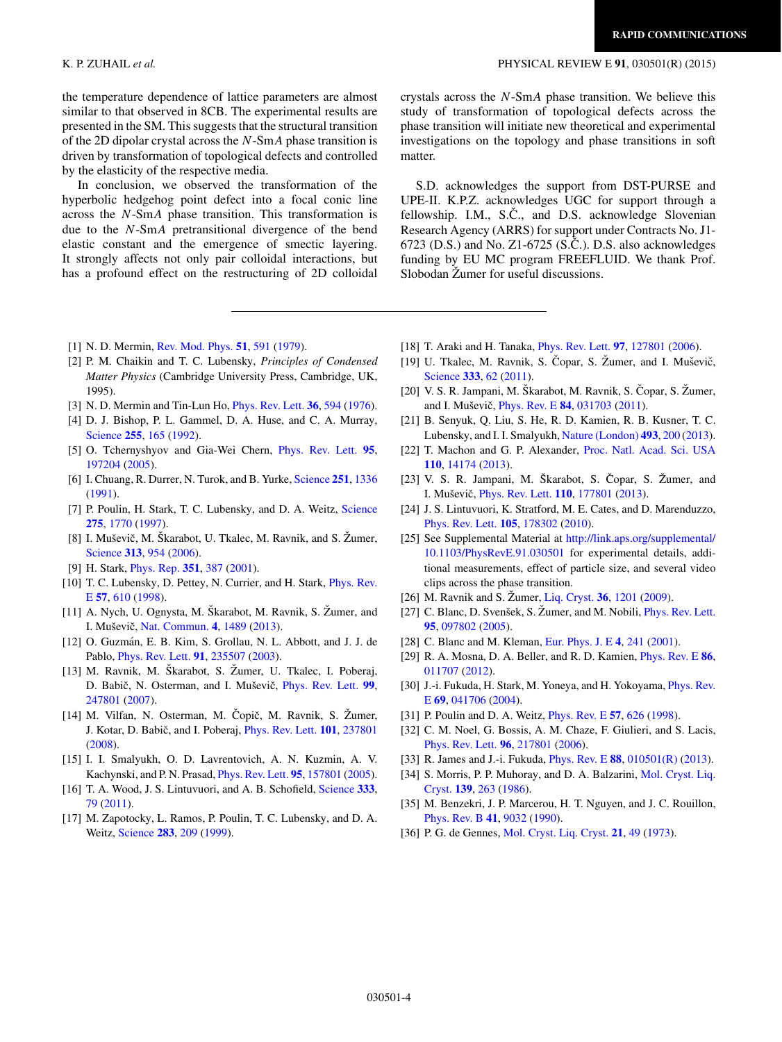the temperature dependence of lattice parameters are almost similar to that observed in 8CB. The experimental results are presented in the SM. This suggests that the structural transition of the 2D dipolar crystal across the *N*-Sm*A* phase transition is driven by transformation of topological defects and controlled by the elasticity of the respective media.

In conclusion, we observed the transformation of the hyperbolic hedgehog point defect into a focal conic line across the *N*-Sm*A* phase transition. This transformation is due to the *N*-Sm*A* pretransitional divergence of the bend elastic constant and the emergence of smectic layering. It strongly affects not only pair colloidal interactions, but has a profound effect on the restructuring of 2D colloidal crystals across the *N*-Sm*A* phase transition. We believe this study of transformation of topological defects across the phase transition will initiate new theoretical and experimental investigations on the topology and phase transitions in soft matter.

S.D. acknowledges the support from DST-PURSE and UPE-II. K.P.Z. acknowledges UGC for support through a fellowship. I.M., S.Č., and D.S. acknowledge Slovenian Research Agency (ARRS) for support under Contracts No. J1-6723 (D.S.) and No. Z1-6725 (S.Č.). D.S. also acknowledges funding by EU MC program FREEFLUID. We thank Prof. Slobodan Žumer for useful discussions.

---

[1] N. D. Mermin, Rev. Mod. Phys. **51**, 591 (1979).

[2] P. M. Chaikin and T. C. Lubensky, *Principles of Condensed Matter Physics* (Cambridge University Press, Cambridge, UK, 1995).

[3] N. D. Mermin and Tin-Lun Ho, Phys. Rev. Lett. **36**, 594 (1976).

[4] D. J. Bishop, P. L. Gammel, D. A. Huse, and C. A. Murray, Science **255**, 165 (1992).

[5] O. Tchernyshyov and Gia-Wei Chern, Phys. Rev. Lett. **95**, 197204 (2005).

[6] I. Chuang, R. Durrer, N. Turok, and B. Yurke, Science **251**, 1336 (1991).

[7] P. Poulin, H. Stark, T. C. Lubensky, and D. A. Weitz, Science **275**, 1770 (1997).

[8] I. Muševič, M. Škarabot, U. Tkalec, M. Ravnik, and S. Žumer, Science **313**, 954 (2006).

[9] H. Stark, Phys. Rep. **351**, 387 (2001).

[10] T. C. Lubensky, D. Pettey, N. Currier, and H. Stark, Phys. Rev. E **57**, 610 (1998).

[11] A. Nych, U. Ognysta, M. Škarabot, M. Ravnik, S. Žumer, and I. Muševič, Nat. Commun. **4**, 1489 (2013).

[12] O. Guzmán, E. B. Kim, S. Grollau, N. L. Abbott, and J. J. de Pablo, Phys. Rev. Lett. **91**, 235507 (2003).

[13] M. Ravnik, M. Škarabot, S. Žumer, U. Tkalec, I. Poberaj, D. Babič, N. Osterman, and I. Muševič, Phys. Rev. Lett. **99**, 247801 (2007).

[14] M. Vilfan, N. Osterman, M. Čopič, M. Ravnik, S. Žumer, J. Kotar, D. Babič, and I. Poberaj, Phys. Rev. Lett. **101**, 237801 (2008).

[15] I. I. Smalyukh, O. D. Lavrentovich, A. N. Kuzmin, A. V. Kachynski, and P. N. Prasad, Phys. Rev. Lett. **95**, 157801 (2005).

[16] T. A. Wood, J. S. Lintuvuori, and A. B. Schofield, Science **333**, 79 (2011).

[17] M. Zapotocky, L. Ramos, P. Poulin, T. C. Lubensky, and D. A. Weitz, Science **283**, 209 (1999).

[18] T. Araki and H. Tanaka, Phys. Rev. Lett. **97**, 127801 (2006).

[19] U. Tkalec, M. Ravnik, S. Čopar, S. Žumer, and I. Muševič, Science **333**, 62 (2011).

[20] V. S. R. Jampani, M. Škarabot, M. Ravnik, S. Čopar, S. Žumer, and I. Muševič, Phys. Rev. E **84**, 031703 (2011).

[21] B. Senyuk, Q. Liu, S. He, R. D. Kamien, R. B. Kusner, T. C. Lubensky, and I. I. Smalyukh, Nature (London) **493**, 200 (2013).

[22] T. Machon and G. P. Alexander, Proc. Natl. Acad. Sci. USA **110**, 14174 (2013).

[23] V. S. R. Jampani, M. Škarabot, S. Čopar, S. Žumer, and I. Muševič, Phys. Rev. Lett. **110**, 177801 (2013).

[24] J. S. Lintuvuori, K. Stratford, M. E. Cates, and D. Marenduzzo, Phys. Rev. Lett. **105**, 178302 (2010).

[25] See Supplemental Material at http://link.aps.org/supplemental/10.1103/PhysRevE.91.030501 for experimental details, additional measurements, effect of particle size, and several video clips across the phase transition.

[26] M. Ravnik and S. Žumer, Liq. Cryst. **36**, 1201 (2009).

[27] C. Blanc, D. Svenšek, S. Žumer, and M. Nobili, Phys. Rev. Lett. **95**, 097802 (2005).

[28] C. Blanc and M. Kleman, Eur. Phys. J. E **4**, 241 (2001).

[29] R. A. Mosna, D. A. Beller, and R. D. Kamien, Phys. Rev. E **86**, 011707 (2012).

[30] J.-i. Fukuda, H. Stark, M. Yoneya, and H. Yokoyama, Phys. Rev. E **69**, 041706 (2004).

[31] P. Poulin and D. A. Weitz, Phys. Rev. E **57**, 626 (1998).

[32] C. M. Noel, G. Bossis, A. M. Chaze, F. Giulieri, and S. Lacis, Phys. Rev. Lett. **96**, 217801 (2006).

[33] R. James and J.-i. Fukuda, Phys. Rev. E **88**, 010501(R) (2013).

[34] S. Morris, P. P. Muhoray, and D. A. Balzarini, Mol. Cryst. Liq. Cryst. **139**, 263 (1986).

[35] M. Benzekri, J. P. Marcerou, H. T. Nguyen, and J. C. Rouillon, Phys. Rev. B **41**, 9032 (1990).

[36] P. G. de Gennes, Mol. Cryst. Liq. Cryst. **21**, 49 (1973).